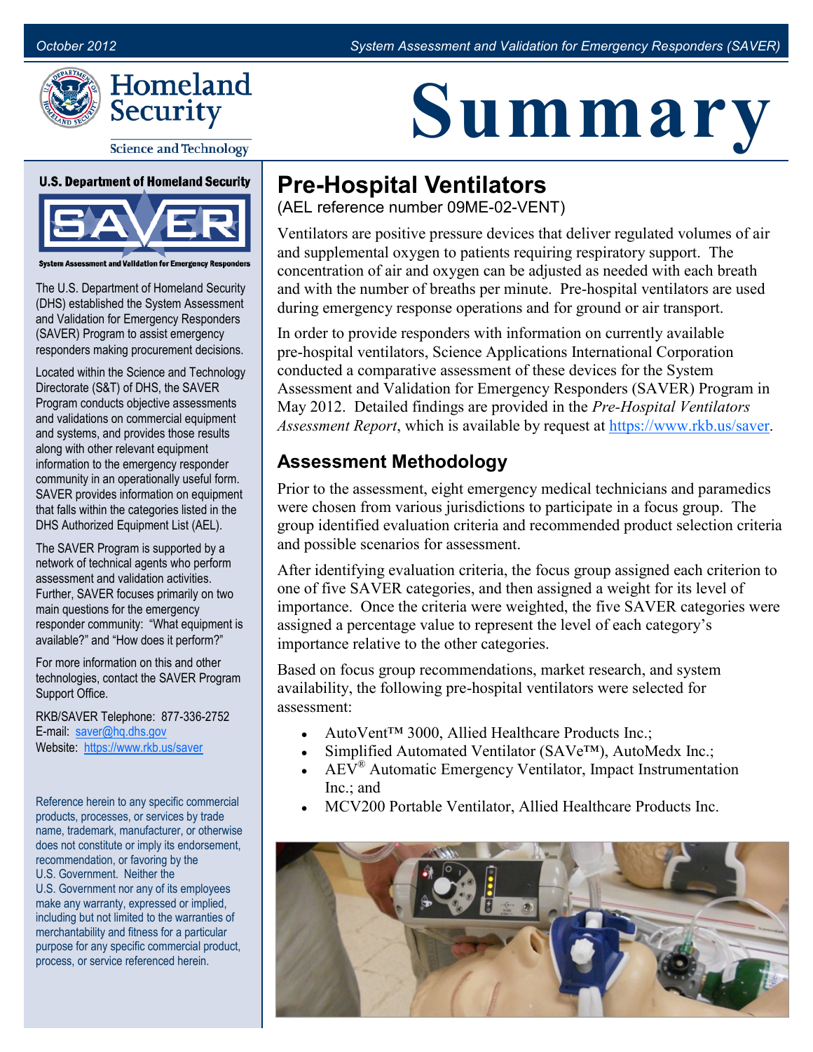# Summary

U.S. Department of Homeland Security

Homeland Security
Science and Technology

SAVER
System Assessment and Validation for Emergency Responders

The U.S. Department of Homeland Security (DHS) established the System Assessment and Validation for Emergency Responders (SAVER) Program to assist emergency responders making procurement decisions.

Located within the Science and Technology Directorate (S&T) of DHS, the SAVER Program conducts objective assessments and validations on commercial equipment and systems, and provides those results along with other relevant equipment information to the emergency responder community in an operationally useful form. SAVER provides information on equipment that falls within the categories listed in the DHS Authorized Equipment List (AEL).

The SAVER Program is supported by a network of technical agents who perform assessment and validation activities. Further, SAVER focuses primarily on two main questions for the emergency responder community: "What equipment is available?" and "How does it perform?"

For more information on this and other technologies, contact the SAVER Program Support Office.

RKB/SAVER Telephone: 877-336-2752
E-mail: saver@hq.dhs.gov
Website: https://www.rkb.us/saver

Reference herein to any specific commercial products, processes, or services by trade name, trademark, manufacturer, or otherwise does not constitute or imply its endorsement, recommendation, or favoring by the U.S. Government. Neither the U.S. Government nor any of its employees make any warranty, expressed or implied, including but not limited to the warranties of merchantability and fitness for a particular purpose for any specific commercial product, process, or service referenced herein.

## Pre-Hospital Ventilators

(AEL reference number 09ME-02-VENT)

Ventilators are positive pressure devices that deliver regulated volumes of air and supplemental oxygen to patients requiring respiratory support. The concentration of air and oxygen can be adjusted as needed with each breath and with the number of breaths per minute. Pre-hospital ventilators are used during emergency response operations and for ground or air transport.

In order to provide responders with information on currently available pre-hospital ventilators, Science Applications International Corporation conducted a comparative assessment of these devices for the System Assessment and Validation for Emergency Responders (SAVER) Program in May 2012. Detailed findings are provided in the *Pre-Hospital Ventilators Assessment Report*, which is available by request at https://www.rkb.us/saver.

## Assessment Methodology

Prior to the assessment, eight emergency medical technicians and paramedics were chosen from various jurisdictions to participate in a focus group. The group identified evaluation criteria and recommended product selection criteria and possible scenarios for assessment.

After identifying evaluation criteria, the focus group assigned each criterion to one of five SAVER categories, and then assigned a weight for its level of importance. Once the criteria were weighted, the five SAVER categories were assigned a percentage value to represent the level of each category's importance relative to the other categories.

Based on focus group recommendations, market research, and system availability, the following pre-hospital ventilators were selected for assessment:

- AutoVent™ 3000, Allied Healthcare Products Inc.;
- Simplified Automated Ventilator (SAVe™), AutoMedx Inc.;
- AEV® Automatic Emergency Ventilator, Impact Instrumentation Inc.; and
- MCV200 Portable Ventilator, Allied Healthcare Products Inc.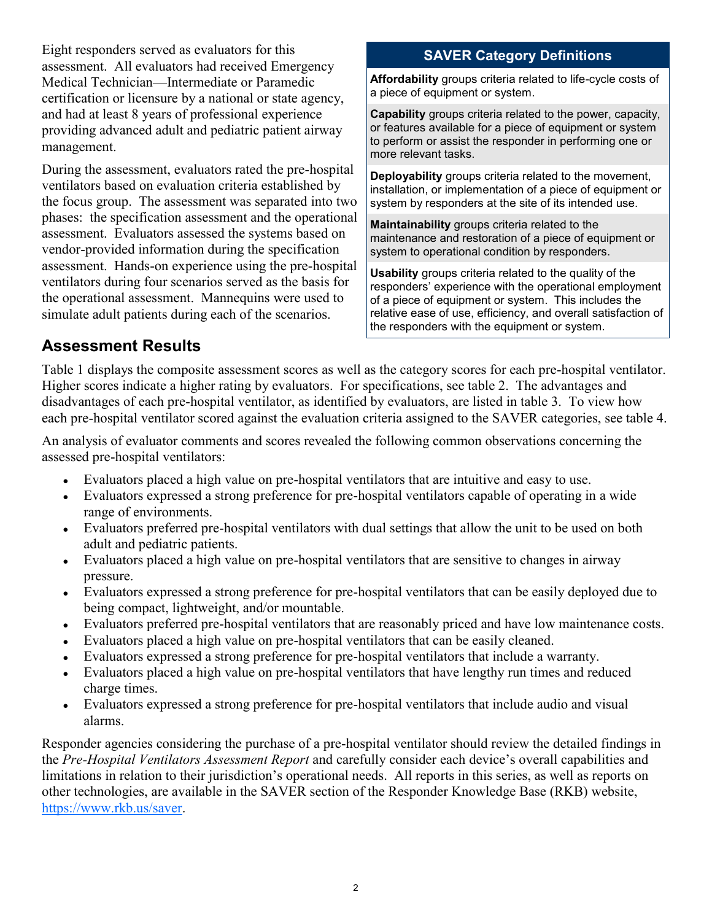Eight responders served as evaluators for this assessment. All evaluators had received Emergency Medical Technician—Intermediate or Paramedic certification or licensure by a national or state agency, and had at least 8 years of professional experience providing advanced adult and pediatric patient airway management.

During the assessment, evaluators rated the pre-hospital ventilators based on evaluation criteria established by the focus group. The assessment was separated into two phases: the specification assessment and the operational assessment. Evaluators assessed the systems based on vendor-provided information during the specification assessment. Hands-on experience using the pre-hospital ventilators during four scenarios served as the basis for the operational assessment. Mannequins were used to simulate adult patients during each of the scenarios.

**SAVER Category Definitions**

**Affordability** groups criteria related to life-cycle costs of a piece of equipment or system.

**Capability** groups criteria related to the power, capacity, or features available for a piece of equipment or system to perform or assist the responder in performing one or more relevant tasks.

**Deployability** groups criteria related to the movement, installation, or implementation of a piece of equipment or system by responders at the site of its intended use.

**Maintainability** groups criteria related to the maintenance and restoration of a piece of equipment or system to operational condition by responders.

**Usability** groups criteria related to the quality of the responders' experience with the operational employment of a piece of equipment or system. This includes the relative ease of use, efficiency, and overall satisfaction of the responders with the equipment or system.

## Assessment Results

Table 1 displays the composite assessment scores as well as the category scores for each pre-hospital ventilator. Higher scores indicate a higher rating by evaluators. For specifications, see table 2. The advantages and disadvantages of each pre-hospital ventilator, as identified by evaluators, are listed in table 3. To view how each pre-hospital ventilator scored against the evaluation criteria assigned to the SAVER categories, see table 4.

An analysis of evaluator comments and scores revealed the following common observations concerning the assessed pre-hospital ventilators:

- Evaluators placed a high value on pre-hospital ventilators that are intuitive and easy to use.
- Evaluators expressed a strong preference for pre-hospital ventilators capable of operating in a wide range of environments.
- Evaluators preferred pre-hospital ventilators with dual settings that allow the unit to be used on both adult and pediatric patients.
- Evaluators placed a high value on pre-hospital ventilators that are sensitive to changes in airway pressure.
- Evaluators expressed a strong preference for pre-hospital ventilators that can be easily deployed due to being compact, lightweight, and/or mountable.
- Evaluators preferred pre-hospital ventilators that are reasonably priced and have low maintenance costs.
- Evaluators placed a high value on pre-hospital ventilators that can be easily cleaned.
- Evaluators expressed a strong preference for pre-hospital ventilators that include a warranty.
- Evaluators placed a high value on pre-hospital ventilators that have lengthy run times and reduced charge times.
- Evaluators expressed a strong preference for pre-hospital ventilators that include audio and visual alarms.

Responder agencies considering the purchase of a pre-hospital ventilator should review the detailed findings in the *Pre-Hospital Ventilators Assessment Report* and carefully consider each device's overall capabilities and limitations in relation to their jurisdiction's operational needs. All reports in this series, as well as reports on other technologies, are available in the SAVER section of the Responder Knowledge Base (RKB) website, https://www.rkb.us/saver.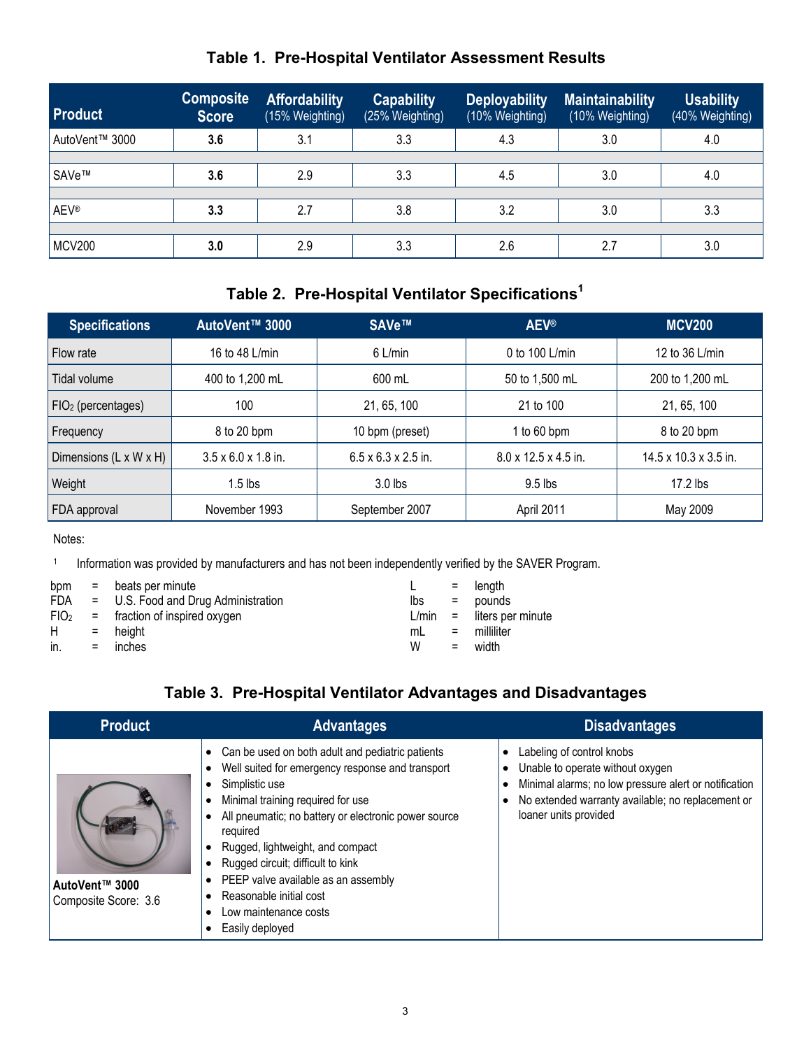### Table 1. Pre-Hospital Ventilator Assessment Results

| Product | Composite Score | Affordability (15% Weighting) | Capability (25% Weighting) | Deployability (10% Weighting) | Maintainability (10% Weighting) | Usability (40% Weighting) |
|---|---|---|---|---|---|---|
| AutoVent™ 3000 | **3.6** | 3.1 | 3.3 | 4.3 | 3.0 | 4.0 |
| SAVe™ | **3.6** | 2.9 | 3.3 | 4.5 | 3.0 | 4.0 |
| AEV® | **3.3** | 2.7 | 3.8 | 3.2 | 3.0 | 3.3 |
| MCV200 | **3.0** | 2.9 | 3.3 | 2.6 | 2.7 | 3.0 |

### Table 2. Pre-Hospital Ventilator Specifications[1]

| Specifications | AutoVent™ 3000 | SAVe™ | AEV® | MCV200 |
|---|---|---|---|---|
| Flow rate | 16 to 48 L/min | 6 L/min | 0 to 100 L/min | 12 to 36 L/min |
| Tidal volume | 400 to 1,200 mL | 600 mL | 50 to 1,500 mL | 200 to 1,200 mL |
| $FIO_2$ (percentages) | 100 | 21, 65, 100 | 21 to 100 | 21, 65, 100 |
| Frequency | 8 to 20 bpm | 10 bpm (preset) | 1 to 60 bpm | 8 to 20 bpm |
| Dimensions (L x W x H) | 3.5 x 6.0 x 1.8 in. | 6.5 x 6.3 x 2.5 in. | 8.0 x 12.5 x 4.5 in. | 14.5 x 10.3 x 3.5 in. |
| Weight | 1.5 lbs | 3.0 lbs | 9.5 lbs | 17.2 lbs |
| FDA approval | November 1993 | September 2007 | April 2011 | May 2009 |

Notes:

[1] Information was provided by manufacturers and has not been independently verified by the SAVER Program.

bpm = beats per minute
FDA = U.S. Food and Drug Administration
$FIO_2$ = fraction of inspired oxygen
H = height
in. = inches
L = length
lbs = pounds
L/min = liters per minute
mL = milliliter
W = width

### Table 3. Pre-Hospital Ventilator Advantages and Disadvantages

| Product | Advantages | Disadvantages |
|---|---|---|
| **AutoVent™ 3000**<br>Composite Score: 3.6 | • Can be used on both adult and pediatric patients<br>• Well suited for emergency response and transport<br>• Simplistic use<br>• Minimal training required for use<br>• All pneumatic; no battery or electronic power source required<br>• Rugged, lightweight, and compact<br>• Rugged circuit; difficult to kink<br>• PEEP valve available as an assembly<br>• Reasonable initial cost<br>• Low maintenance costs<br>• Easily deployed | • Labeling of control knobs<br>• Unable to operate without oxygen<br>• Minimal alarms; no low pressure alert or notification<br>• No extended warranty available; no replacement or loaner units provided |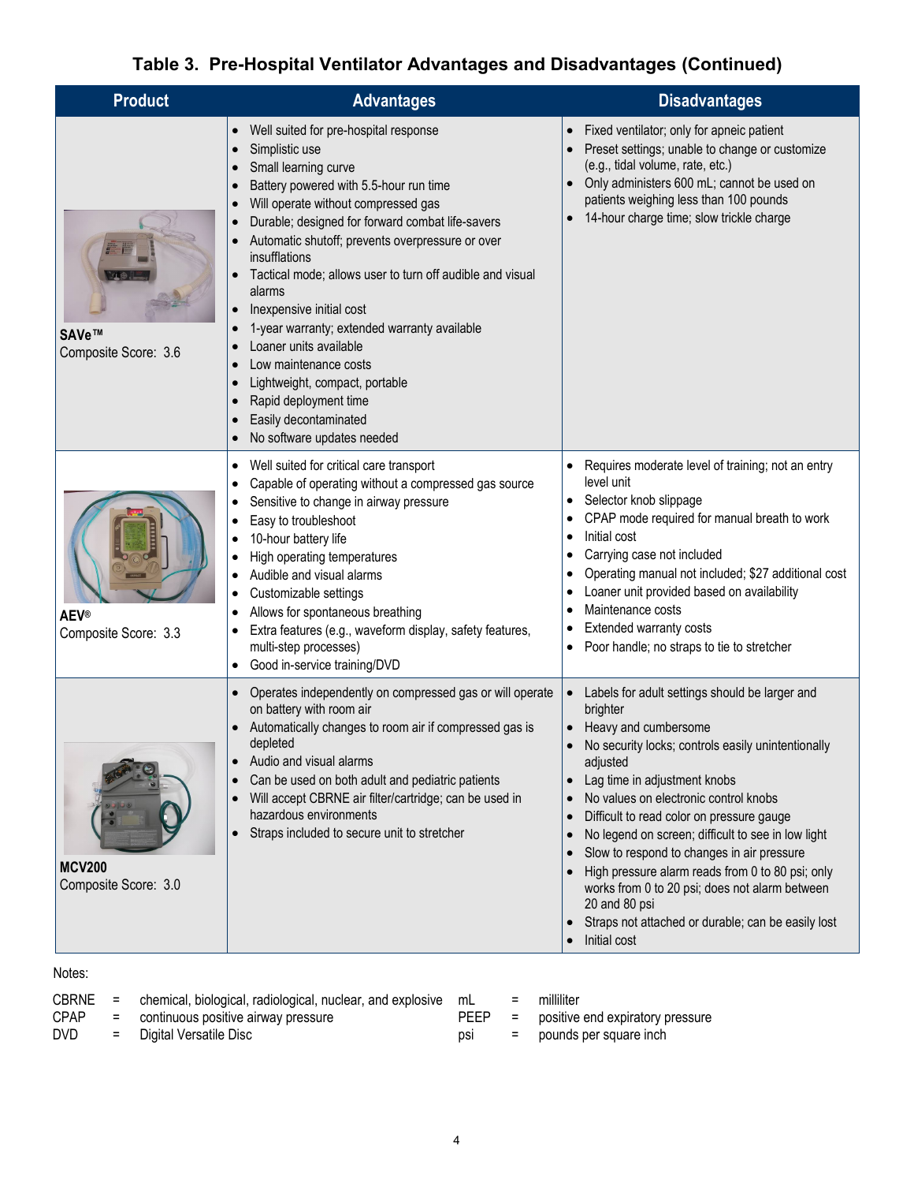# Table 3. Pre-Hospital Ventilator Advantages and Disadvantages (Continued)

| Product | Advantages | Disadvantages |
|---|---|---|
| **SAVe™**<br>Composite Score: 3.6 | • Well suited for pre-hospital response<br>• Simplistic use<br>• Small learning curve<br>• Battery powered with 5.5-hour run time<br>• Will operate without compressed gas<br>• Durable; designed for forward combat life-savers<br>• Automatic shutoff; prevents overpressure or over insufflations<br>• Tactical mode; allows user to turn off audible and visual alarms<br>• Inexpensive initial cost<br>• 1-year warranty; extended warranty available<br>• Loaner units available<br>• Low maintenance costs<br>• Lightweight, compact, portable<br>• Rapid deployment time<br>• Easily decontaminated<br>• No software updates needed | • Fixed ventilator; only for apneic patient<br>• Preset settings; unable to change or customize (e.g., tidal volume, rate, etc.)<br>• Only administers 600 mL; cannot be used on patients weighing less than 100 pounds<br>• 14-hour charge time; slow trickle charge |
| **AEV®**<br>Composite Score: 3.3 | • Well suited for critical care transport<br>• Capable of operating without a compressed gas source<br>• Sensitive to change in airway pressure<br>• Easy to troubleshoot<br>• 10-hour battery life<br>• High operating temperatures<br>• Audible and visual alarms<br>• Customizable settings<br>• Allows for spontaneous breathing<br>• Extra features (e.g., waveform display, safety features, multi-step processes)<br>• Good in-service training/DVD | • Requires moderate level of training; not an entry level unit<br>• Selector knob slippage<br>• CPAP mode required for manual breath to work<br>• Initial cost<br>• Carrying case not included<br>• Operating manual not included; $27 additional cost<br>• Loaner unit provided based on availability<br>• Maintenance costs<br>• Extended warranty costs<br>• Poor handle; no straps to tie to stretcher |
| **MCV200**<br>Composite Score: 3.0 | • Operates independently on compressed gas or will operate on battery with room air<br>• Automatically changes to room air if compressed gas is depleted<br>• Audio and visual alarms<br>• Can be used on both adult and pediatric patients<br>• Will accept CBRNE air filter/cartridge; can be used in hazardous environments<br>• Straps included to secure unit to stretcher | • Labels for adult settings should be larger and brighter<br>• Heavy and cumbersome<br>• No security locks; controls easily unintentionally adjusted<br>• Lag time in adjustment knobs<br>• No values on electronic control knobs<br>• Difficult to read color on pressure gauge<br>• No legend on screen; difficult to see in low light<br>• Slow to respond to changes in air pressure<br>• High pressure alarm reads from 0 to 80 psi; only works from 0 to 20 psi; does not alarm between 20 and 80 psi<br>• Straps not attached or durable; can be easily lost<br>• Initial cost |

Notes:

CBRNE = chemical, biological, radiological, nuclear, and explosive
CPAP = continuous positive airway pressure
DVD = Digital Versatile Disc
mL = milliliter
PEEP = positive end expiratory pressure
psi = pounds per square inch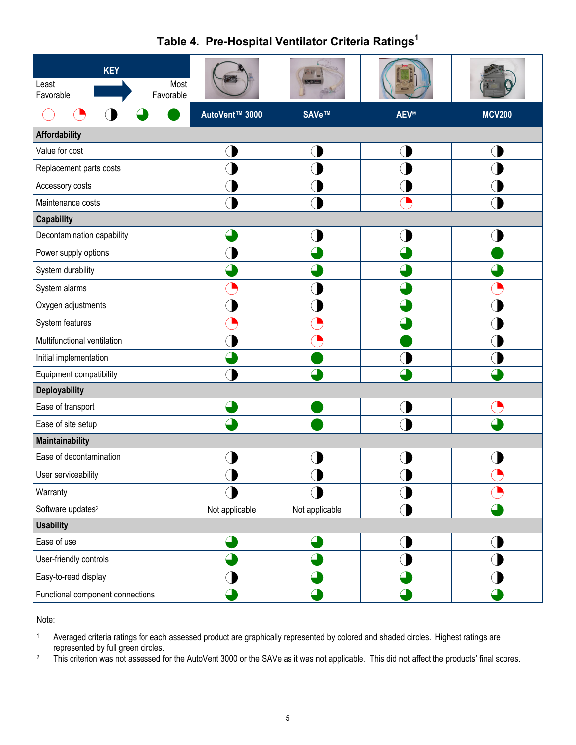## Table 4. Pre-Hospital Ventilator Criteria Ratings[1]

**KEY:** Least Favorable → Most Favorable: ○ ◔ ◑ ◕ ●

| | AutoVent™ 3000 | SAVe™ | AEV® | MCV200 |
|---|---|---|---|---|
| **Affordability** | | | | |
| Value for cost | ◑ | ◑ | ◑ | ◑ |
| Replacement parts costs | ◑ | ◑ | ◑ | ◑ |
| Accessory costs | ◑ | ◑ | ◑ | ◑ |
| Maintenance costs | ◑ | ◑ | ◔ | ◑ |
| **Capability** | | | | |
| Decontamination capability | ◕ | ◑ | ◑ | ◑ |
| Power supply options | ◑ | ◕ | ◕ | ● |
| System durability | ◕ | ◕ | ◕ | ◕ |
| System alarms | ◔ | ◑ | ◕ | ◔ |
| Oxygen adjustments | ◑ | ◑ | ◕ | ◑ |
| System features | ◔ | ◔ | ◕ | ◑ |
| Multifunctional ventilation | ◑ | ◔ | ● | ◑ |
| Initial implementation | ◕ | ● | ◑ | ◑ |
| Equipment compatibility | ◑ | ◕ | ◕ | ◕ |
| **Deployability** | | | | |
| Ease of transport | ◕ | ● | ◑ | ◔ |
| Ease of site setup | ◕ | ● | ◑ | ◕ |
| **Maintainability** | | | | |
| Ease of decontamination | ◑ | ◑ | ◑ | ◑ |
| User serviceability | ◑ | ◑ | ◑ | ◔ |
| Warranty | ◑ | ◑ | ◑ | ◔ |
| Software updates[2] | Not applicable | Not applicable | ◑ | ◕ |
| **Usability** | | | | |
| Ease of use | ◕ | ◕ | ◑ | ◑ |
| User-friendly controls | ◕ | ◕ | ◑ | ◑ |
| Easy-to-read display | ◑ | ◕ | ◕ | ◑ |
| Functional component connections | ◕ | ◕ | ◕ | ◕ |

Note:

1. Averaged criteria ratings for each assessed product are graphically represented by colored and shaded circles. Highest ratings are represented by full green circles.
2. This criterion was not assessed for the AutoVent 3000 or the SAVe as it was not applicable. This did not affect the products' final scores.